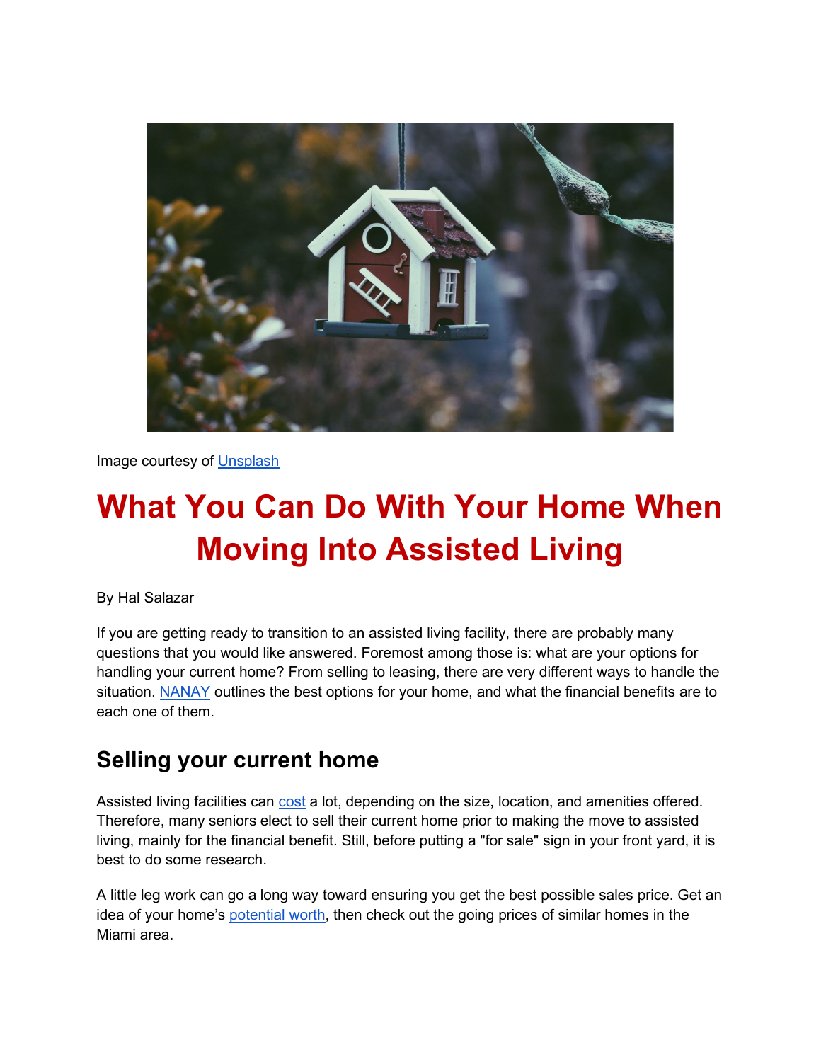Image courtesy of Unsplash

# What You Can Do With Your Home When Moving Into Assisted Living

By Hal Salazar

If you are getting ready to transition to an assisted living facility, there are probably many questions that you would like answered. Foremost among those is: what are your options for handling your current home? From selling to leasing, there are very different ways to handle the situation. NANAY outlines the best options for your home, and what the financial benefits are to each one of them.

## Selling your current home

Assisted living facilities can cost a lot, depending on the size, location, and amenities offered. Therefore, many seniors elect to sell their current home prior to making the move to assisted living, mainly for the financial benefit. Still, before putting a "for sale" sign in your front yard, it is best to do some research.

A little leg work can go a long way toward ensuring you get the best possible sales price. Get an idea of your home's potential worth, then check out the going prices of similar homes in the Miami area.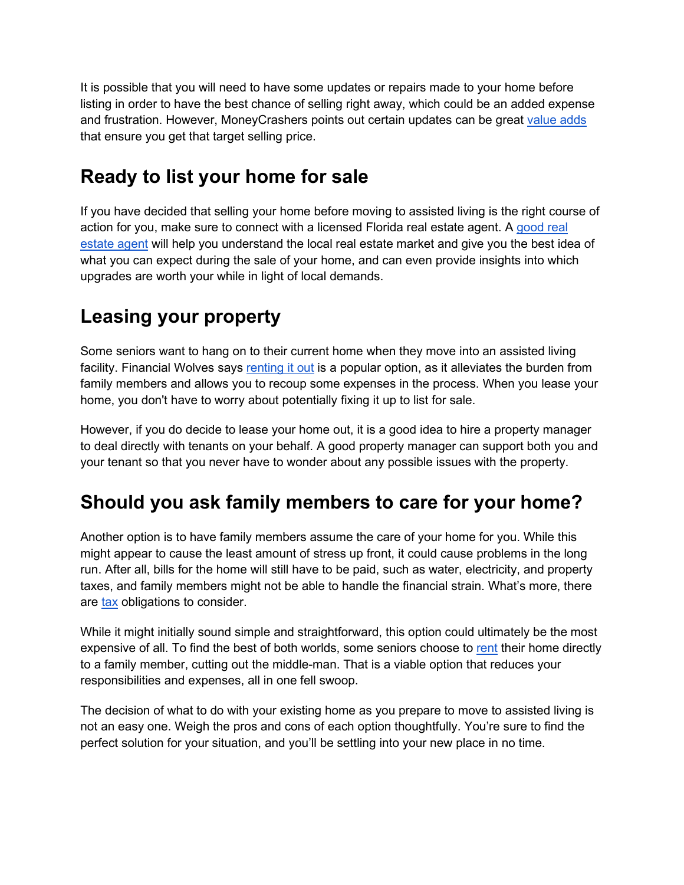It is possible that you will need to have some updates or repairs made to your home before listing in order to have the best chance of selling right away, which could be an added expense and frustration. However, MoneyCrashers points out certain updates can be great [value adds]() that ensure you get that target selling price.

## Ready to list your home for sale

If you have decided that selling your home before moving to assisted living is the right course of action for you, make sure to connect with a licensed Florida real estate agent. A [good real estate agent]() will help you understand the local real estate market and give you the best idea of what you can expect during the sale of your home, and can even provide insights into which upgrades are worth your while in light of local demands.

## Leasing your property

Some seniors want to hang on to their current home when they move into an assisted living facility. Financial Wolves says [renting it out]() is a popular option, as it alleviates the burden from family members and allows you to recoup some expenses in the process. When you lease your home, you don't have to worry about potentially fixing it up to list for sale.

However, if you do decide to lease your home out, it is a good idea to hire a property manager to deal directly with tenants on your behalf. A good property manager can support both you and your tenant so that you never have to wonder about any possible issues with the property.

## Should you ask family members to care for your home?

Another option is to have family members assume the care of your home for you. While this might appear to cause the least amount of stress up front, it could cause problems in the long run. After all, bills for the home will still have to be paid, such as water, electricity, and property taxes, and family members might not be able to handle the financial strain. What's more, there are [tax]() obligations to consider.

While it might initially sound simple and straightforward, this option could ultimately be the most expensive of all. To find the best of both worlds, some seniors choose to [rent]() their home directly to a family member, cutting out the middle-man. That is a viable option that reduces your responsibilities and expenses, all in one fell swoop.

The decision of what to do with your existing home as you prepare to move to assisted living is not an easy one. Weigh the pros and cons of each option thoughtfully. You're sure to find the perfect solution for your situation, and you'll be settling into your new place in no time.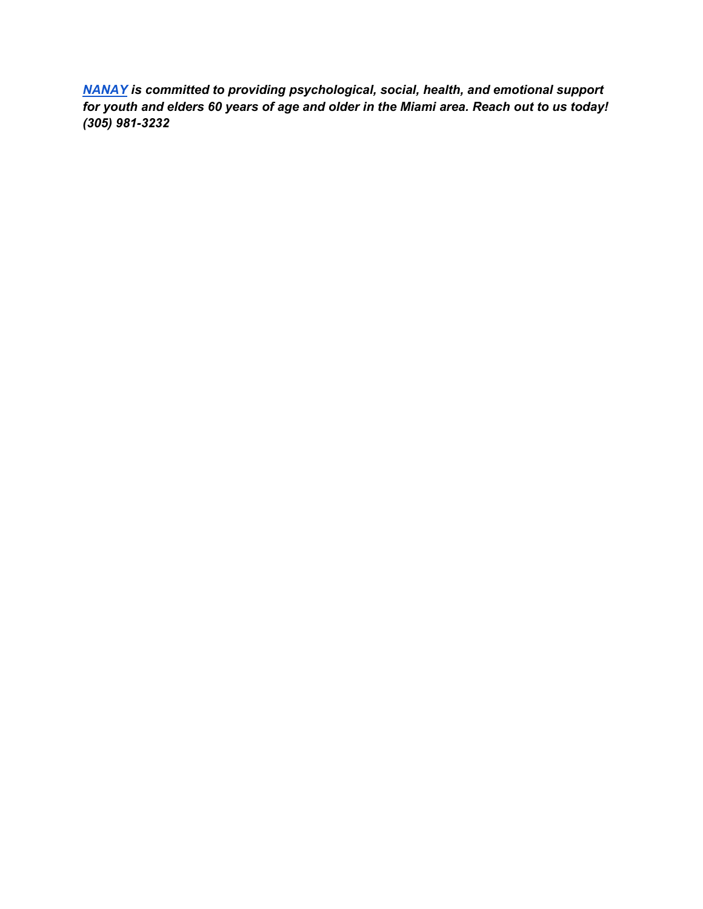***NANAY* is committed to providing psychological, social, health, and emotional support for youth and elders 60 years of age and older in the Miami area. Reach out to us today! (305) 981-3232**